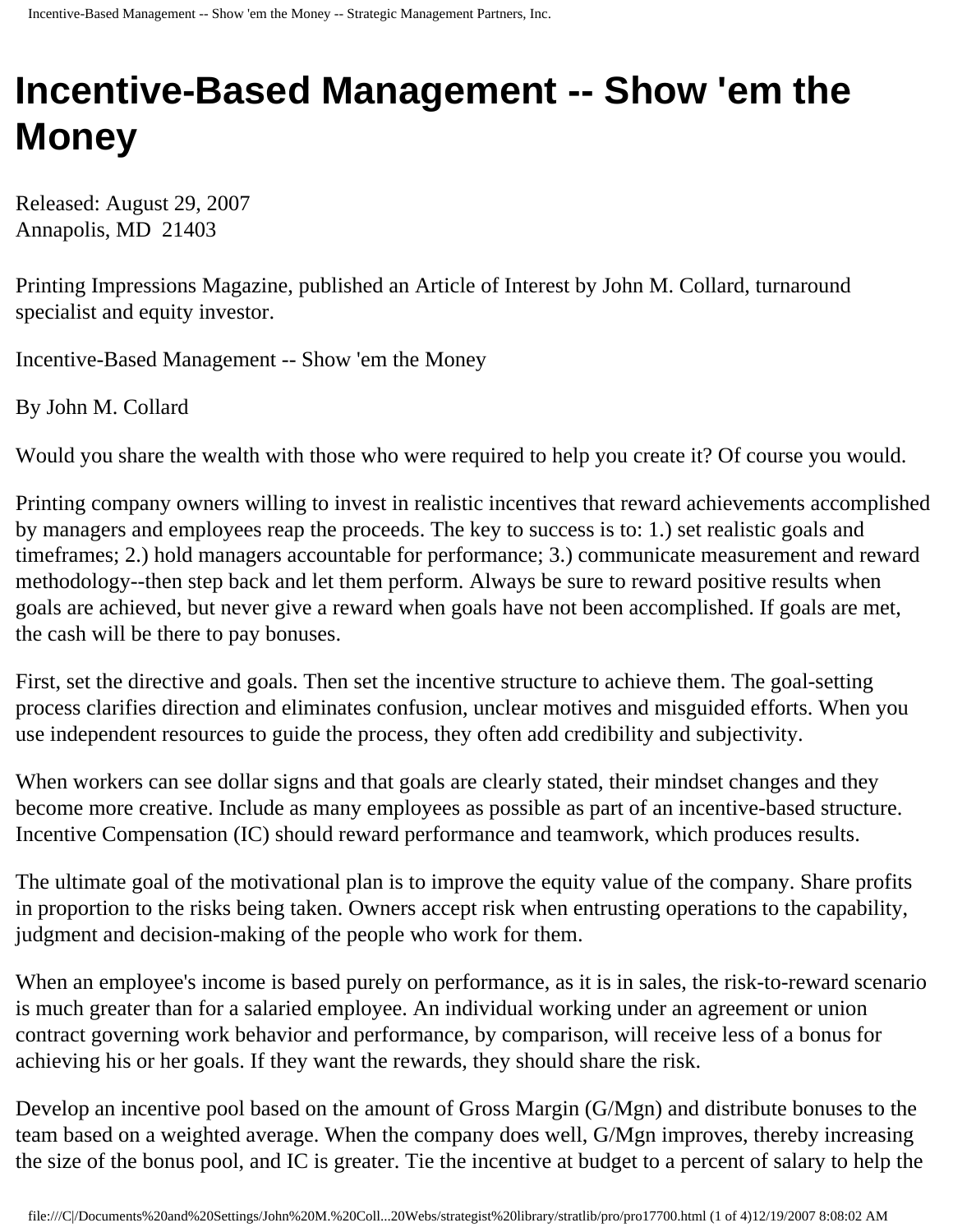# Incentive-Based Management -- Show 'em the Money

Released: August 29, 2007
Annapolis, MD 21403

Printing Impressions Magazine, published an Article of Interest by John M. Collard, turnaround specialist and equity investor.

Incentive-Based Management -- Show 'em the Money

By John M. Collard

Would you share the wealth with those who were required to help you create it? Of course you would.

Printing company owners willing to invest in realistic incentives that reward achievements accomplished by managers and employees reap the proceeds. The key to success is to: 1.) set realistic goals and timeframes; 2.) hold managers accountable for performance; 3.) communicate measurement and reward methodology--then step back and let them perform. Always be sure to reward positive results when goals are achieved, but never give a reward when goals have not been accomplished. If goals are met, the cash will be there to pay bonuses.

First, set the directive and goals. Then set the incentive structure to achieve them. The goal-setting process clarifies direction and eliminates confusion, unclear motives and misguided efforts. When you use independent resources to guide the process, they often add credibility and subjectivity.

When workers can see dollar signs and that goals are clearly stated, their mindset changes and they become more creative. Include as many employees as possible as part of an incentive-based structure. Incentive Compensation (IC) should reward performance and teamwork, which produces results.

The ultimate goal of the motivational plan is to improve the equity value of the company. Share profits in proportion to the risks being taken. Owners accept risk when entrusting operations to the capability, judgment and decision-making of the people who work for them.

When an employee's income is based purely on performance, as it is in sales, the risk-to-reward scenario is much greater than for a salaried employee. An individual working under an agreement or union contract governing work behavior and performance, by comparison, will receive less of a bonus for achieving his or her goals. If they want the rewards, they should share the risk.

Develop an incentive pool based on the amount of Gross Margin (G/Mgn) and distribute bonuses to the team based on a weighted average. When the company does well, G/Mgn improves, thereby increasing the size of the bonus pool, and IC is greater. Tie the incentive at budget to a percent of salary to help the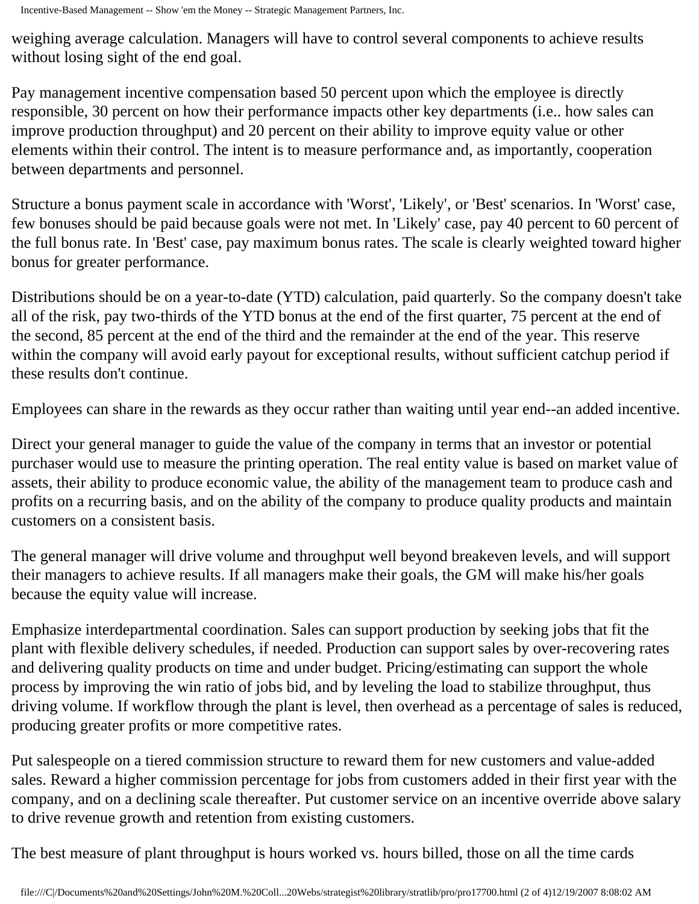weighing average calculation. Managers will have to control several components to achieve results without losing sight of the end goal.

Pay management incentive compensation based 50 percent upon which the employee is directly responsible, 30 percent on how their performance impacts other key departments (i.e.. how sales can improve production throughput) and 20 percent on their ability to improve equity value or other elements within their control. The intent is to measure performance and, as importantly, cooperation between departments and personnel.

Structure a bonus payment scale in accordance with 'Worst', 'Likely', or 'Best' scenarios. In 'Worst' case, few bonuses should be paid because goals were not met. In 'Likely' case, pay 40 percent to 60 percent of the full bonus rate. In 'Best' case, pay maximum bonus rates. The scale is clearly weighted toward higher bonus for greater performance.

Distributions should be on a year-to-date (YTD) calculation, paid quarterly. So the company doesn't take all of the risk, pay two-thirds of the YTD bonus at the end of the first quarter, 75 percent at the end of the second, 85 percent at the end of the third and the remainder at the end of the year. This reserve within the company will avoid early payout for exceptional results, without sufficient catchup period if these results don't continue.

Employees can share in the rewards as they occur rather than waiting until year end--an added incentive.

Direct your general manager to guide the value of the company in terms that an investor or potential purchaser would use to measure the printing operation. The real entity value is based on market value of assets, their ability to produce economic value, the ability of the management team to produce cash and profits on a recurring basis, and on the ability of the company to produce quality products and maintain customers on a consistent basis.

The general manager will drive volume and throughput well beyond breakeven levels, and will support their managers to achieve results. If all managers make their goals, the GM will make his/her goals because the equity value will increase.

Emphasize interdepartmental coordination. Sales can support production by seeking jobs that fit the plant with flexible delivery schedules, if needed. Production can support sales by over-recovering rates and delivering quality products on time and under budget. Pricing/estimating can support the whole process by improving the win ratio of jobs bid, and by leveling the load to stabilize throughput, thus driving volume. If workflow through the plant is level, then overhead as a percentage of sales is reduced, producing greater profits or more competitive rates.

Put salespeople on a tiered commission structure to reward them for new customers and value-added sales. Reward a higher commission percentage for jobs from customers added in their first year with the company, and on a declining scale thereafter. Put customer service on an incentive override above salary to drive revenue growth and retention from existing customers.

The best measure of plant throughput is hours worked vs. hours billed, those on all the time cards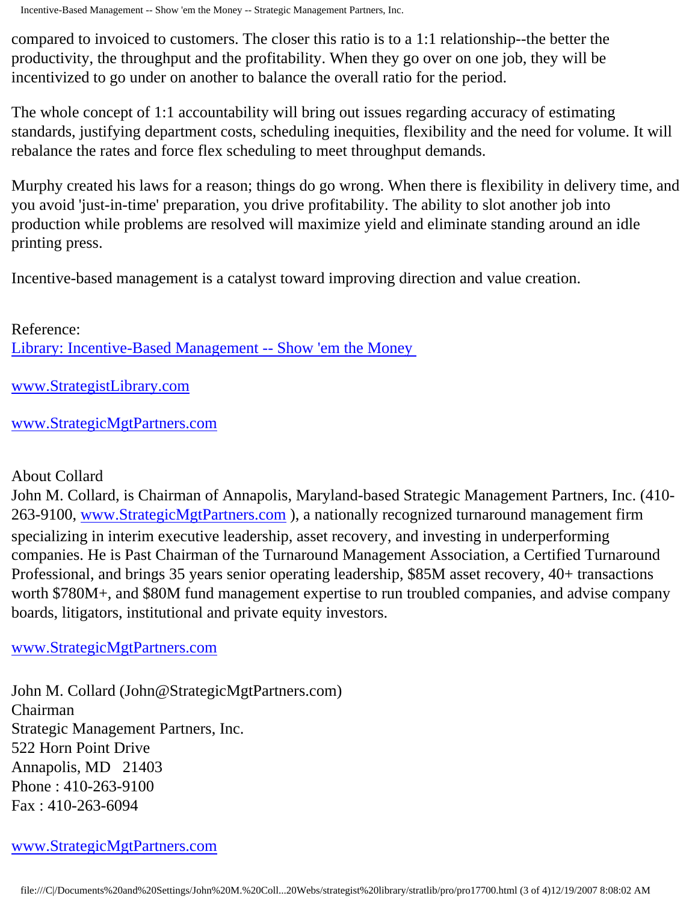compared to invoiced to customers. The closer this ratio is to a 1:1 relationship--the better the productivity, the throughput and the profitability. When they go over on one job, they will be incentivized to go under on another to balance the overall ratio for the period.

The whole concept of 1:1 accountability will bring out issues regarding accuracy of estimating standards, justifying department costs, scheduling inequities, flexibility and the need for volume. It will rebalance the rates and force flex scheduling to meet throughput demands.

Murphy created his laws for a reason; things do go wrong. When there is flexibility in delivery time, and you avoid 'just-in-time' preparation, you drive profitability. The ability to slot another job into production while problems are resolved will maximize yield and eliminate standing around an idle printing press.

Incentive-based management is a catalyst toward improving direction and value creation.

Reference:
Library: Incentive-Based Management -- Show 'em the Money

www.StrategistLibrary.com

www.StrategicMgtPartners.com

About Collard
John M. Collard, is Chairman of Annapolis, Maryland-based Strategic Management Partners, Inc. (410-263-9100, www.StrategicMgtPartners.com ), a nationally recognized turnaround management firm specializing in interim executive leadership, asset recovery, and investing in underperforming companies. He is Past Chairman of the Turnaround Management Association, a Certified Turnaround Professional, and brings 35 years senior operating leadership, $85M asset recovery, 40+ transactions worth $780M+, and $80M fund management expertise to run troubled companies, and advise company boards, litigators, institutional and private equity investors.

www.StrategicMgtPartners.com

John M. Collard (John@StrategicMgtPartners.com)
Chairman
Strategic Management Partners, Inc.
522 Horn Point Drive
Annapolis, MD 21403
Phone : 410-263-9100
Fax : 410-263-6094

www.StrategicMgtPartners.com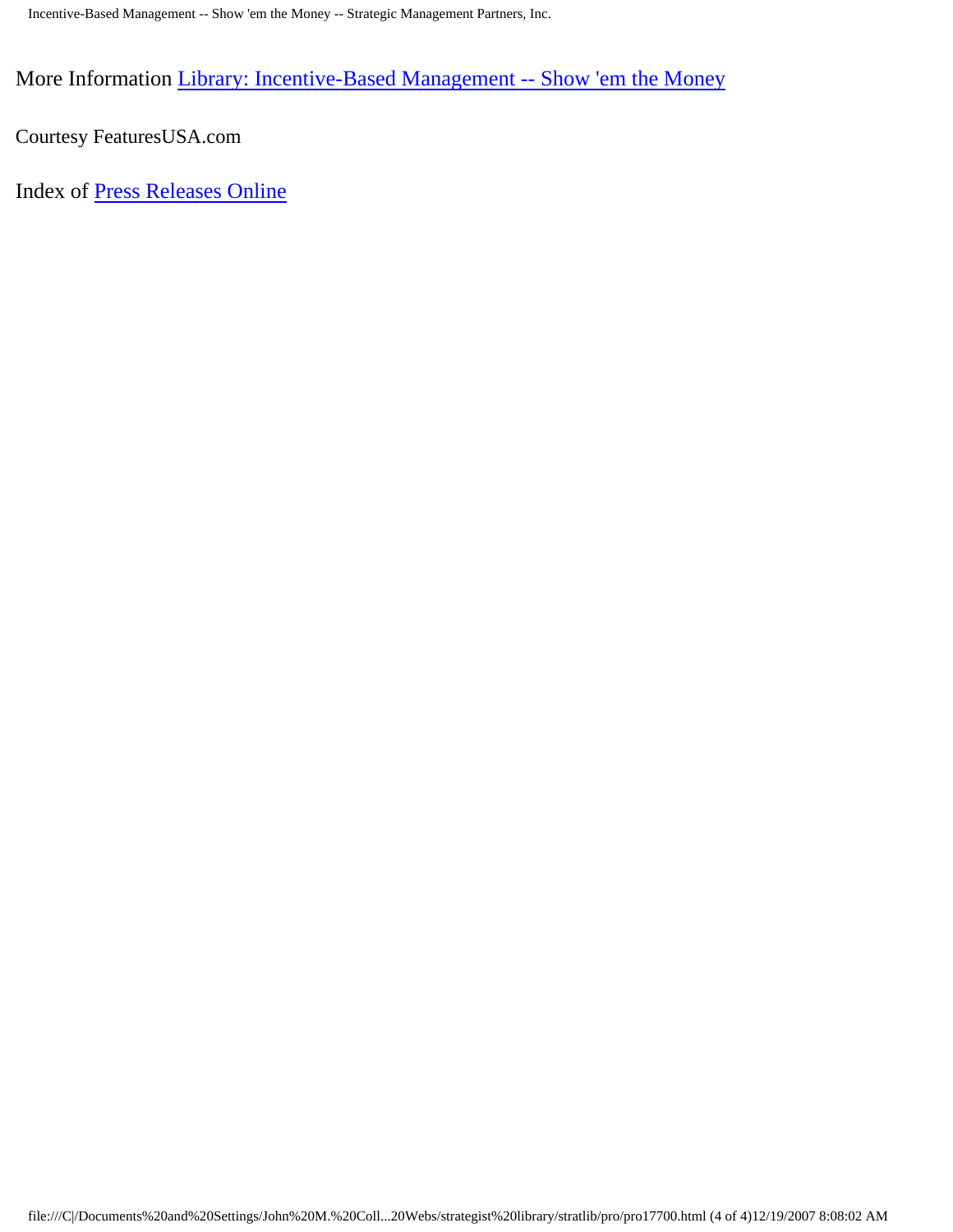More Information [Library: Incentive-Based Management -- Show 'em the Money]

Courtesy FeaturesUSA.com

Index of [Press Releases Online]